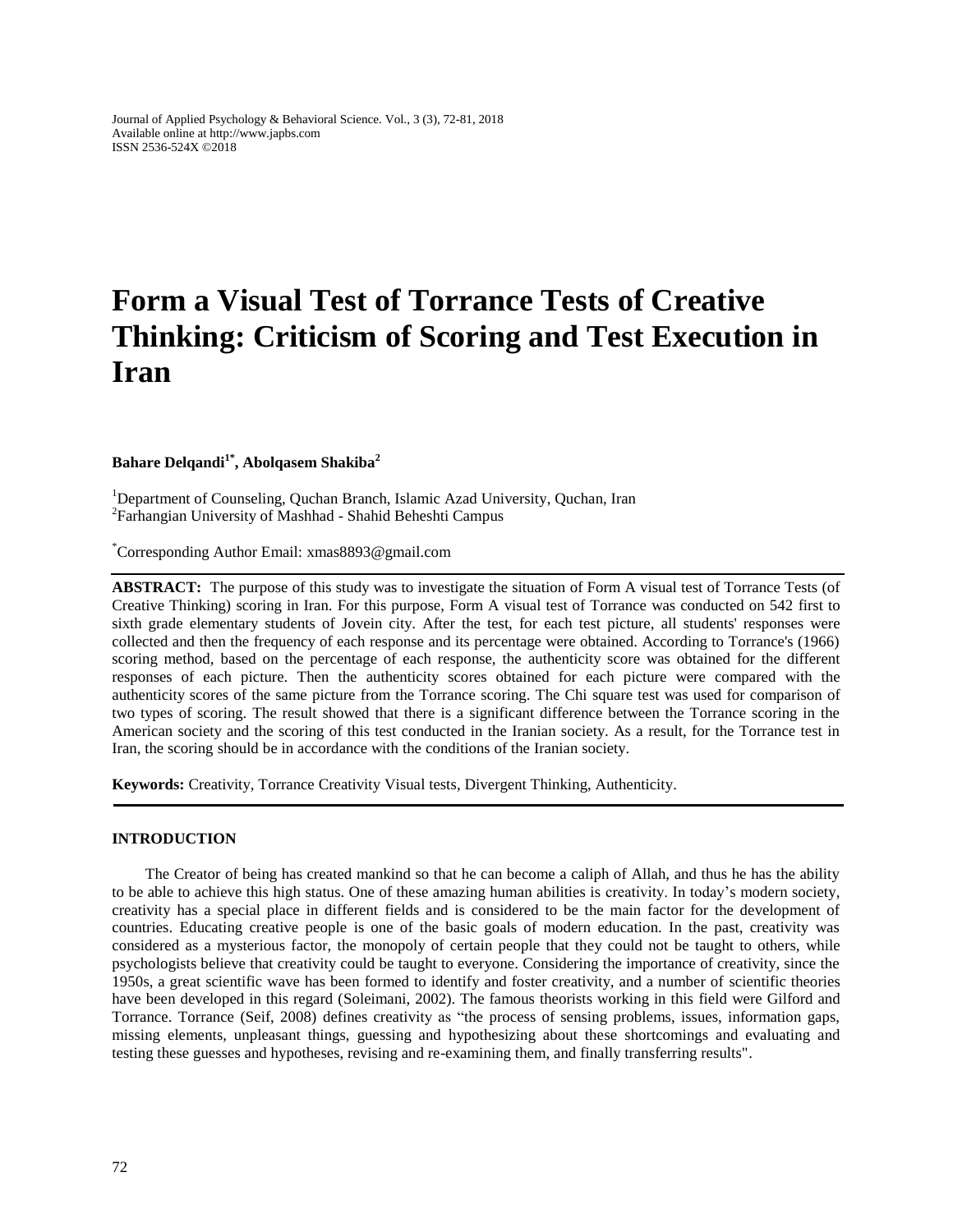# Form a Visual Test of Torrance Tests of Creative Thinking: Criticism of Scoring and Test Execution in Iran

**Bahare Delqandi[1*], Abolqasem Shakiba[2]**

[1]Department of Counseling, Quchan Branch, Islamic Azad University, Quchan, Iran
[2]Farhangian University of Mashhad - Shahid Beheshti Campus

[*]Corresponding Author Email: xmas8893@gmail.com

**ABSTRACT:** The purpose of this study was to investigate the situation of Form A visual test of Torrance Tests (of Creative Thinking) scoring in Iran. For this purpose, Form A visual test of Torrance was conducted on 542 first to sixth grade elementary students of Jovein city. After the test, for each test picture, all students' responses were collected and then the frequency of each response and its percentage were obtained. According to Torrance's (1966) scoring method, based on the percentage of each response, the authenticity score was obtained for the different responses of each picture. Then the authenticity scores obtained for each picture were compared with the authenticity scores of the same picture from the Torrance scoring. The Chi square test was used for comparison of two types of scoring. The result showed that there is a significant difference between the Torrance scoring in the American society and the scoring of this test conducted in the Iranian society. As a result, for the Torrance test in Iran, the scoring should be in accordance with the conditions of the Iranian society.

**Keywords:** Creativity, Torrance Creativity Visual tests, Divergent Thinking, Authenticity.

## INTRODUCTION

The Creator of being has created mankind so that he can become a caliph of Allah, and thus he has the ability to be able to achieve this high status. One of these amazing human abilities is creativity. In today's modern society, creativity has a special place in different fields and is considered to be the main factor for the development of countries. Educating creative people is one of the basic goals of modern education. In the past, creativity was considered as a mysterious factor, the monopoly of certain people that they could not be taught to others, while psychologists believe that creativity could be taught to everyone. Considering the importance of creativity, since the 1950s, a great scientific wave has been formed to identify and foster creativity, and a number of scientific theories have been developed in this regard (Soleimani, 2002). The famous theorists working in this field were Gilford and Torrance. Torrance (Seif, 2008) defines creativity as "the process of sensing problems, issues, information gaps, missing elements, unpleasant things, guessing and hypothesizing about these shortcomings and evaluating and testing these guesses and hypotheses, revising and re-examining them, and finally transferring results".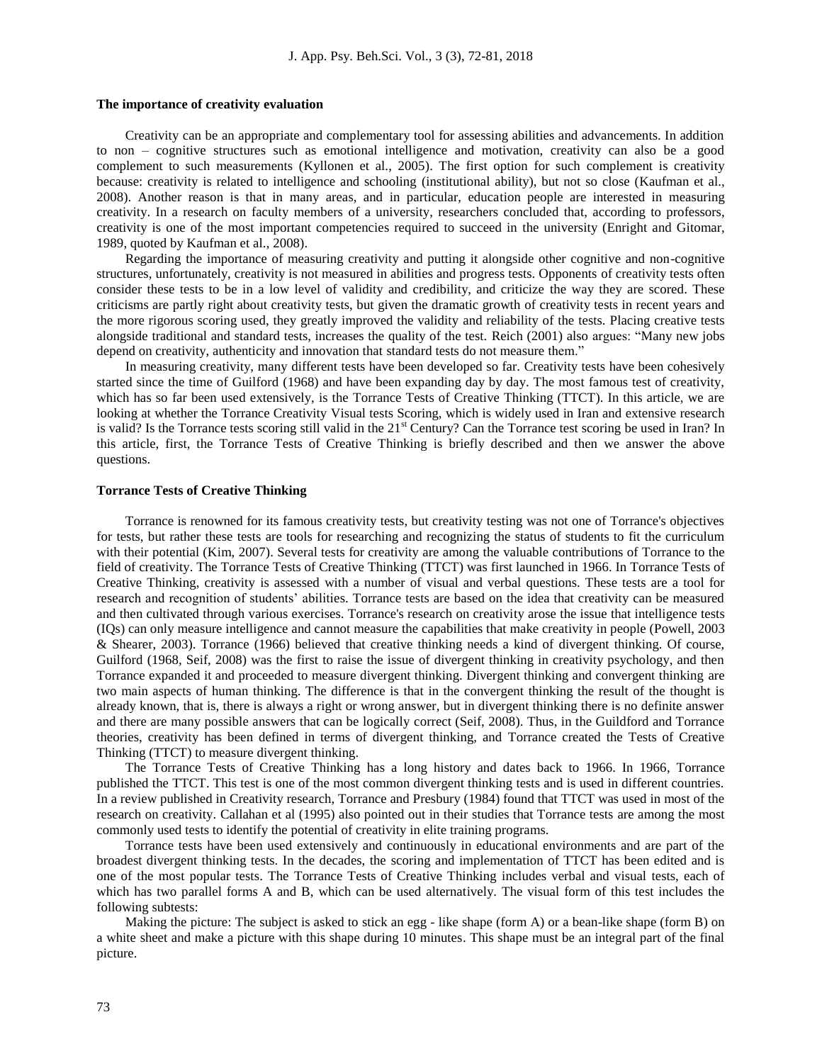### The importance of creativity evaluation

Creativity can be an appropriate and complementary tool for assessing abilities and advancements. In addition to non – cognitive structures such as emotional intelligence and motivation, creativity can also be a good complement to such measurements (Kyllonen et al., 2005). The first option for such complement is creativity because: creativity is related to intelligence and schooling (institutional ability), but not so close (Kaufman et al., 2008). Another reason is that in many areas, and in particular, education people are interested in measuring creativity. In a research on faculty members of a university, researchers concluded that, according to professors, creativity is one of the most important competencies required to succeed in the university (Enright and Gitomar, 1989, quoted by Kaufman et al., 2008).

Regarding the importance of measuring creativity and putting it alongside other cognitive and non-cognitive structures, unfortunately, creativity is not measured in abilities and progress tests. Opponents of creativity tests often consider these tests to be in a low level of validity and credibility, and criticize the way they are scored. These criticisms are partly right about creativity tests, but given the dramatic growth of creativity tests in recent years and the more rigorous scoring used, they greatly improved the validity and reliability of the tests. Placing creative tests alongside traditional and standard tests, increases the quality of the test. Reich (2001) also argues: "Many new jobs depend on creativity, authenticity and innovation that standard tests do not measure them."

In measuring creativity, many different tests have been developed so far. Creativity tests have been cohesively started since the time of Guilford (1968) and have been expanding day by day. The most famous test of creativity, which has so far been used extensively, is the Torrance Tests of Creative Thinking (TTCT). In this article, we are looking at whether the Torrance Creativity Visual tests Scoring, which is widely used in Iran and extensive research is valid? Is the Torrance tests scoring still valid in the 21st Century? Can the Torrance test scoring be used in Iran? In this article, first, the Torrance Tests of Creative Thinking is briefly described and then we answer the above questions.

### Torrance Tests of Creative Thinking

Torrance is renowned for its famous creativity tests, but creativity testing was not one of Torrance's objectives for tests, but rather these tests are tools for researching and recognizing the status of students to fit the curriculum with their potential (Kim, 2007). Several tests for creativity are among the valuable contributions of Torrance to the field of creativity. The Torrance Tests of Creative Thinking (TTCT) was first launched in 1966. In Torrance Tests of Creative Thinking, creativity is assessed with a number of visual and verbal questions. These tests are a tool for research and recognition of students' abilities. Torrance tests are based on the idea that creativity can be measured and then cultivated through various exercises. Torrance's research on creativity arose the issue that intelligence tests (IQs) can only measure intelligence and cannot measure the capabilities that make creativity in people (Powell, 2003 & Shearer, 2003). Torrance (1966) believed that creative thinking needs a kind of divergent thinking. Of course, Guilford (1968, Seif, 2008) was the first to raise the issue of divergent thinking in creativity psychology, and then Torrance expanded it and proceeded to measure divergent thinking. Divergent thinking and convergent thinking are two main aspects of human thinking. The difference is that in the convergent thinking the result of the thought is already known, that is, there is always a right or wrong answer, but in divergent thinking there is no definite answer and there are many possible answers that can be logically correct (Seif, 2008). Thus, in the Guildford and Torrance theories, creativity has been defined in terms of divergent thinking, and Torrance created the Tests of Creative Thinking (TTCT) to measure divergent thinking.

The Torrance Tests of Creative Thinking has a long history and dates back to 1966. In 1966, Torrance published the TTCT. This test is one of the most common divergent thinking tests and is used in different countries. In a review published in Creativity research, Torrance and Presbury (1984) found that TTCT was used in most of the research on creativity. Callahan et al (1995) also pointed out in their studies that Torrance tests are among the most commonly used tests to identify the potential of creativity in elite training programs.

Torrance tests have been used extensively and continuously in educational environments and are part of the broadest divergent thinking tests. In the decades, the scoring and implementation of TTCT has been edited and is one of the most popular tests. The Torrance Tests of Creative Thinking includes verbal and visual tests, each of which has two parallel forms A and B, which can be used alternatively. The visual form of this test includes the following subtests:

Making the picture: The subject is asked to stick an egg - like shape (form A) or a bean-like shape (form B) on a white sheet and make a picture with this shape during 10 minutes. This shape must be an integral part of the final picture.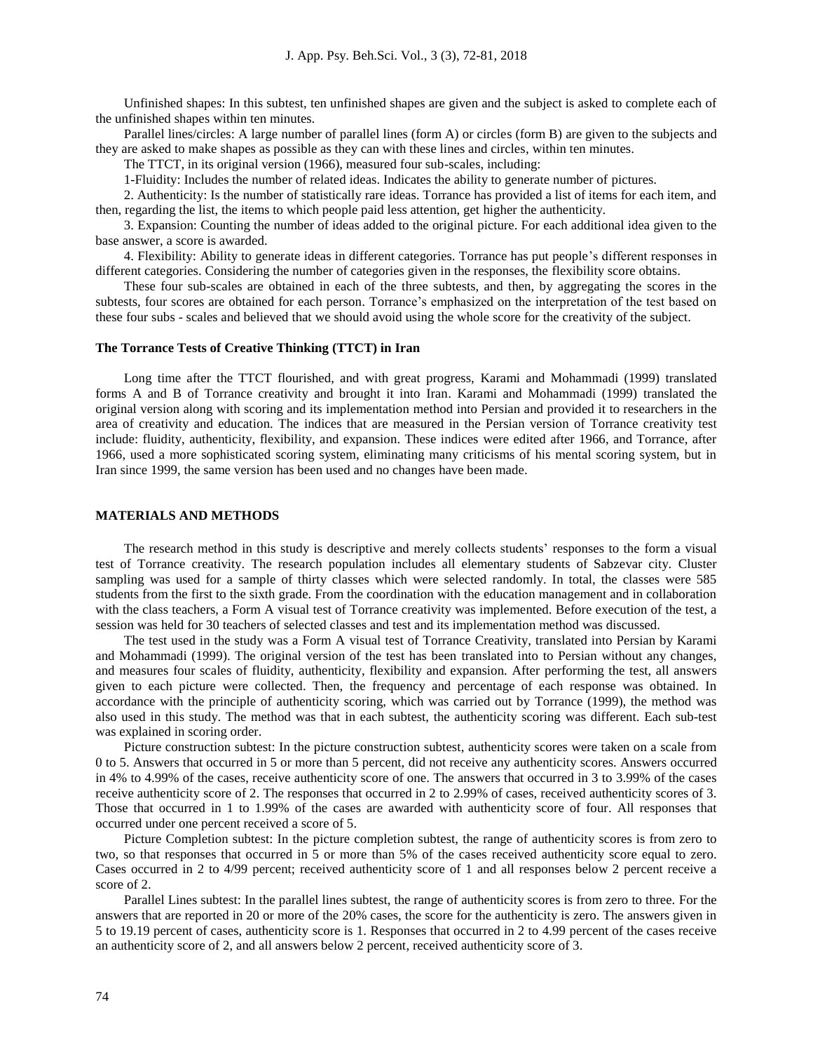Unfinished shapes: In this subtest, ten unfinished shapes are given and the subject is asked to complete each of the unfinished shapes within ten minutes.

Parallel lines/circles: A large number of parallel lines (form A) or circles (form B) are given to the subjects and they are asked to make shapes as possible as they can with these lines and circles, within ten minutes.

The TTCT, in its original version (1966), measured four sub-scales, including:

1-Fluidity: Includes the number of related ideas. Indicates the ability to generate number of pictures.

2. Authenticity: Is the number of statistically rare ideas. Torrance has provided a list of items for each item, and then, regarding the list, the items to which people paid less attention, get higher the authenticity.

3. Expansion: Counting the number of ideas added to the original picture. For each additional idea given to the base answer, a score is awarded.

4. Flexibility: Ability to generate ideas in different categories. Torrance has put people's different responses in different categories. Considering the number of categories given in the responses, the flexibility score obtains.

These four sub-scales are obtained in each of the three subtests, and then, by aggregating the scores in the subtests, four scores are obtained for each person. Torrance's emphasized on the interpretation of the test based on these four subs - scales and believed that we should avoid using the whole score for the creativity of the subject.

### The Torrance Tests of Creative Thinking (TTCT) in Iran

Long time after the TTCT flourished, and with great progress, Karami and Mohammadi (1999) translated forms A and B of Torrance creativity and brought it into Iran. Karami and Mohammadi (1999) translated the original version along with scoring and its implementation method into Persian and provided it to researchers in the area of creativity and education. The indices that are measured in the Persian version of Torrance creativity test include: fluidity, authenticity, flexibility, and expansion. These indices were edited after 1966, and Torrance, after 1966, used a more sophisticated scoring system, eliminating many criticisms of his mental scoring system, but in Iran since 1999, the same version has been used and no changes have been made.

## MATERIALS AND METHODS

The research method in this study is descriptive and merely collects students' responses to the form a visual test of Torrance creativity. The research population includes all elementary students of Sabzevar city. Cluster sampling was used for a sample of thirty classes which were selected randomly. In total, the classes were 585 students from the first to the sixth grade. From the coordination with the education management and in collaboration with the class teachers, a Form A visual test of Torrance creativity was implemented. Before execution of the test, a session was held for 30 teachers of selected classes and test and its implementation method was discussed.

The test used in the study was a Form A visual test of Torrance Creativity, translated into Persian by Karami and Mohammadi (1999). The original version of the test has been translated into to Persian without any changes, and measures four scales of fluidity, authenticity, flexibility and expansion. After performing the test, all answers given to each picture were collected. Then, the frequency and percentage of each response was obtained. In accordance with the principle of authenticity scoring, which was carried out by Torrance (1999), the method was also used in this study. The method was that in each subtest, the authenticity scoring was different. Each sub-test was explained in scoring order.

Picture construction subtest: In the picture construction subtest, authenticity scores were taken on a scale from 0 to 5. Answers that occurred in 5 or more than 5 percent, did not receive any authenticity scores. Answers occurred in 4% to 4.99% of the cases, receive authenticity score of one. The answers that occurred in 3 to 3.99% of the cases receive authenticity score of 2. The responses that occurred in 2 to 2.99% of cases, received authenticity scores of 3. Those that occurred in 1 to 1.99% of the cases are awarded with authenticity score of four. All responses that occurred under one percent received a score of 5.

Picture Completion subtest: In the picture completion subtest, the range of authenticity scores is from zero to two, so that responses that occurred in 5 or more than 5% of the cases received authenticity score equal to zero. Cases occurred in 2 to 4/99 percent; received authenticity score of 1 and all responses below 2 percent receive a score of 2.

Parallel Lines subtest: In the parallel lines subtest, the range of authenticity scores is from zero to three. For the answers that are reported in 20 or more of the 20% cases, the score for the authenticity is zero. The answers given in 5 to 19.19 percent of cases, authenticity score is 1. Responses that occurred in 2 to 4.99 percent of the cases receive an authenticity score of 2, and all answers below 2 percent, received authenticity score of 3.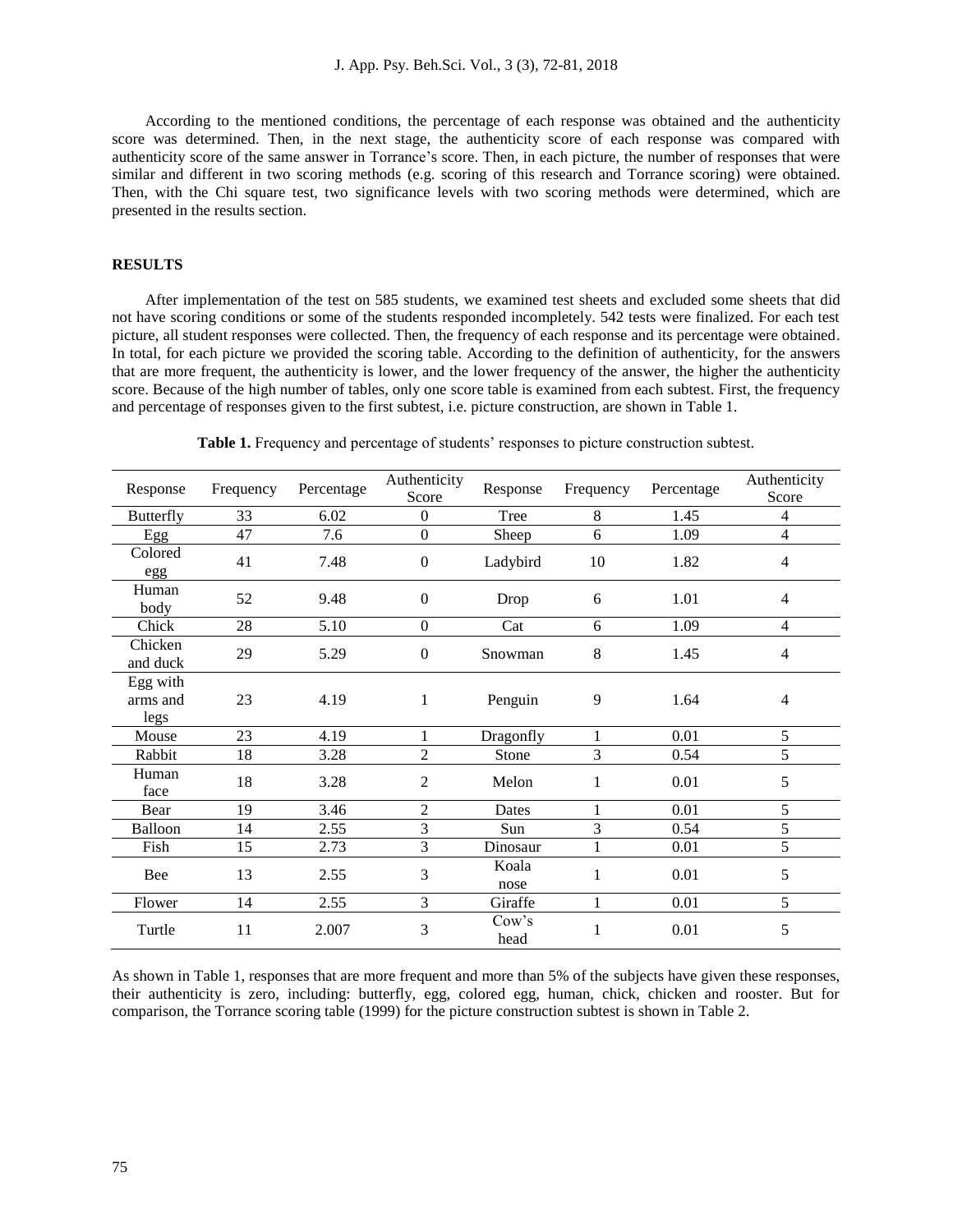According to the mentioned conditions, the percentage of each response was obtained and the authenticity score was determined. Then, in the next stage, the authenticity score of each response was compared with authenticity score of the same answer in Torrance's score. Then, in each picture, the number of responses that were similar and different in two scoring methods (e.g. scoring of this research and Torrance scoring) were obtained. Then, with the Chi square test, two significance levels with two scoring methods were determined, which are presented in the results section.

## RESULTS

After implementation of the test on 585 students, we examined test sheets and excluded some sheets that did not have scoring conditions or some of the students responded incompletely. 542 tests were finalized. For each test picture, all student responses were collected. Then, the frequency of each response and its percentage were obtained. In total, for each picture we provided the scoring table. According to the definition of authenticity, for the answers that are more frequent, the authenticity is lower, and the lower frequency of the answer, the higher the authenticity score. Because of the high number of tables, only one score table is examined from each subtest. First, the frequency and percentage of responses given to the first subtest, i.e. picture construction, are shown in Table 1.

**Table 1.** Frequency and percentage of students' responses to picture construction subtest.

| Response | Frequency | Percentage | Authenticity Score | Response | Frequency | Percentage | Authenticity Score |
|---|---|---|---|---|---|---|---|
| Butterfly | 33 | 6.02 | 0 | Tree | 8 | 1.45 | 4 |
| Egg | 47 | 7.6 | 0 | Sheep | 6 | 1.09 | 4 |
| Colored egg | 41 | 7.48 | 0 | Ladybird | 10 | 1.82 | 4 |
| Human body | 52 | 9.48 | 0 | Drop | 6 | 1.01 | 4 |
| Chick | 28 | 5.10 | 0 | Cat | 6 | 1.09 | 4 |
| Chicken and duck | 29 | 5.29 | 0 | Snowman | 8 | 1.45 | 4 |
| Egg with arms and legs | 23 | 4.19 | 1 | Penguin | 9 | 1.64 | 4 |
| Mouse | 23 | 4.19 | 1 | Dragonfly | 1 | 0.01 | 5 |
| Rabbit | 18 | 3.28 | 2 | Stone | 3 | 0.54 | 5 |
| Human face | 18 | 3.28 | 2 | Melon | 1 | 0.01 | 5 |
| Bear | 19 | 3.46 | 2 | Dates | 1 | 0.01 | 5 |
| Balloon | 14 | 2.55 | 3 | Sun | 3 | 0.54 | 5 |
| Fish | 15 | 2.73 | 3 | Dinosaur | 1 | 0.01 | 5 |
| Bee | 13 | 2.55 | 3 | Koala nose | 1 | 0.01 | 5 |
| Flower | 14 | 2.55 | 3 | Giraffe | 1 | 0.01 | 5 |
| Turtle | 11 | 2.007 | 3 | Cow's head | 1 | 0.01 | 5 |

As shown in Table 1, responses that are more frequent and more than 5% of the subjects have given these responses, their authenticity is zero, including: butterfly, egg, colored egg, human, chick, chicken and rooster. But for comparison, the Torrance scoring table (1999) for the picture construction subtest is shown in Table 2.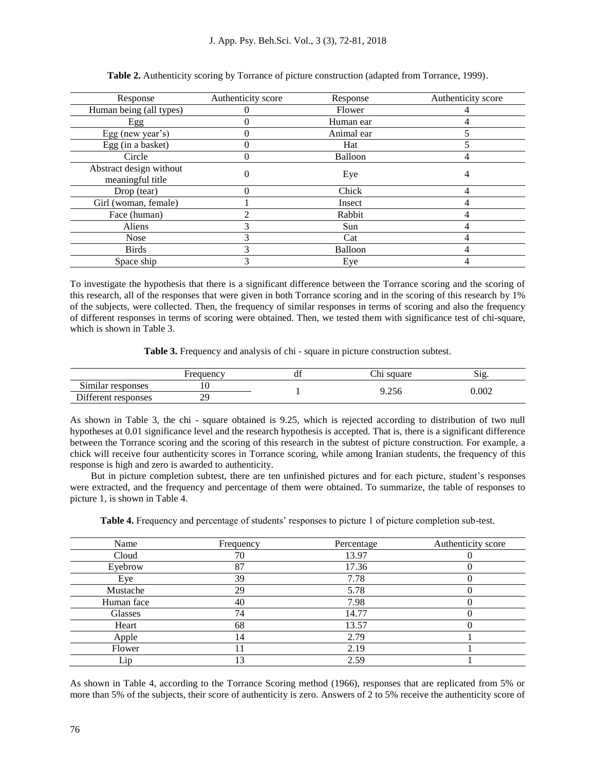**Table 2.** Authenticity scoring by Torrance of picture construction (adapted from Torrance, 1999).

| Response | Authenticity score | Response | Authenticity score |
|---|---|---|---|
| Human being (all types) | 0 | Flower | 4 |
| Egg | 0 | Human ear | 4 |
| Egg (new year's) | 0 | Animal ear | 5 |
| Egg (in a basket) | 0 | Hat | 5 |
| Circle | 0 | Balloon | 4 |
| Abstract design without meaningful title | 0 | Eye | 4 |
| Drop (tear) | 0 | Chick | 4 |
| Girl (woman, female) | 1 | Insect | 4 |
| Face (human) | 2 | Rabbit | 4 |
| Aliens | 3 | Sun | 4 |
| Nose | 3 | Cat | 4 |
| Birds | 3 | Balloon | 4 |
| Space ship | 3 | Eye | 4 |

To investigate the hypothesis that there is a significant difference between the Torrance scoring and the scoring of this research, all of the responses that were given in both Torrance scoring and in the scoring of this research by 1% of the subjects, were collected. Then, the frequency of similar responses in terms of scoring and also the frequency of different responses in terms of scoring were obtained. Then, we tested them with significance test of chi-square, which is shown in Table 3.

**Table 3.** Frequency and analysis of chi - square in picture construction subtest.

| | Frequency | df | Chi square | Sig. |
|---|---|---|---|---|
| Similar responses | 10 | 1 | 9.256 | 0.002 |
| Different responses | 29 | | | |

As shown in Table 3, the chi - square obtained is 9.25, which is rejected according to distribution of two null hypotheses at 0.01 significance level and the research hypothesis is accepted. That is, there is a significant difference between the Torrance scoring and the scoring of this research in the subtest of picture construction. For example, a chick will receive four authenticity scores in Torrance scoring, while among Iranian students, the frequency of this response is high and zero is awarded to authenticity.

But in picture completion subtest, there are ten unfinished pictures and for each picture, student's responses were extracted, and the frequency and percentage of them were obtained. To summarize, the table of responses to picture 1, is shown in Table 4.

**Table 4.** Frequency and percentage of students' responses to picture 1 of picture completion sub-test.

| Name | Frequency | Percentage | Authenticity score |
|---|---|---|---|
| Cloud | 70 | 13.97 | 0 |
| Eyebrow | 87 | 17.36 | 0 |
| Eye | 39 | 7.78 | 0 |
| Mustache | 29 | 5.78 | 0 |
| Human face | 40 | 7.98 | 0 |
| Glasses | 74 | 14.77 | 0 |
| Heart | 68 | 13.57 | 0 |
| Apple | 14 | 2.79 | 1 |
| Flower | 11 | 2.19 | 1 |
| Lip | 13 | 2.59 | 1 |

As shown in Table 4, according to the Torrance Scoring method (1966), responses that are replicated from 5% or more than 5% of the subjects, their score of authenticity is zero. Answers of 2 to 5% receive the authenticity score of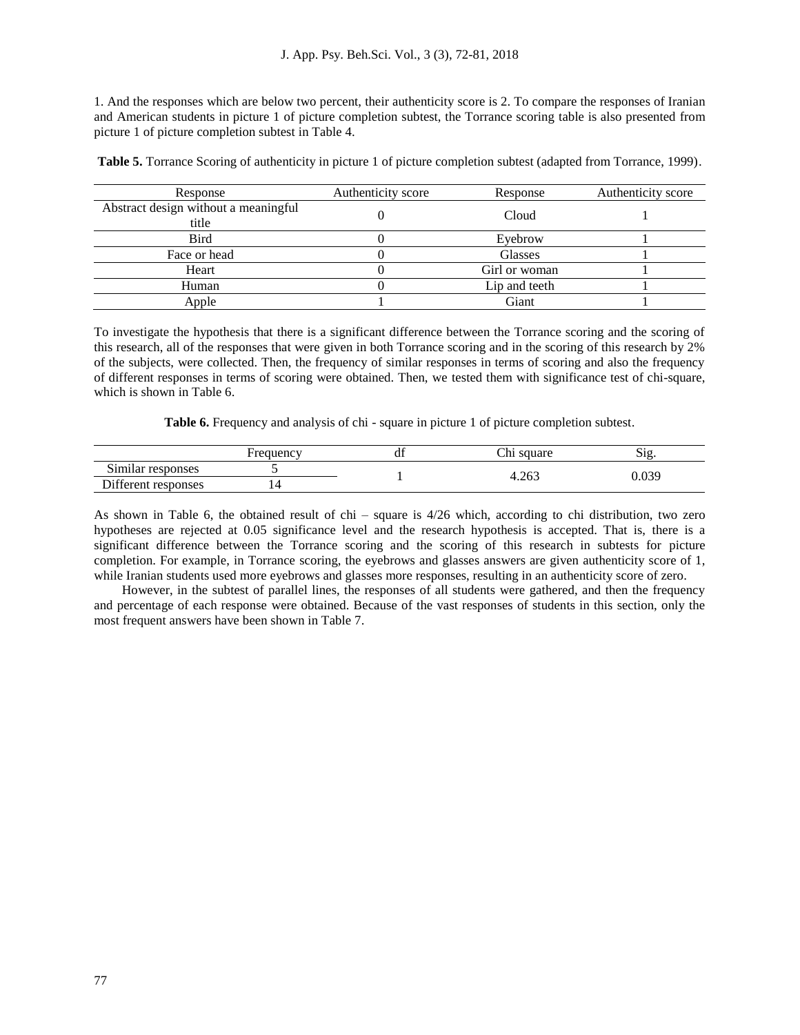1. And the responses which are below two percent, their authenticity score is 2. To compare the responses of Iranian and American students in picture 1 of picture completion subtest, the Torrance scoring table is also presented from picture 1 of picture completion subtest in Table 4.

**Table 5.** Torrance Scoring of authenticity in picture 1 of picture completion subtest (adapted from Torrance, 1999).

| Response | Authenticity score | Response | Authenticity score |
|---|---|---|---|
| Abstract design without a meaningful title | 0 | Cloud | 1 |
| Bird | 0 | Eyebrow | 1 |
| Face or head | 0 | Glasses | 1 |
| Heart | 0 | Girl or woman | 1 |
| Human | 0 | Lip and teeth | 1 |
| Apple | 1 | Giant | 1 |

To investigate the hypothesis that there is a significant difference between the Torrance scoring and the scoring of this research, all of the responses that were given in both Torrance scoring and in the scoring of this research by 2% of the subjects, were collected. Then, the frequency of similar responses in terms of scoring and also the frequency of different responses in terms of scoring were obtained. Then, we tested them with significance test of chi-square, which is shown in Table 6.

**Table 6.** Frequency and analysis of chi - square in picture 1 of picture completion subtest.

| | Frequency | df | Chi square | Sig. |
|---|---|---|---|---|
| Similar responses | 5 | 1 | 4.263 | 0.039 |
| Different responses | 14 | | | |

As shown in Table 6, the obtained result of chi – square is 4/26 which, according to chi distribution, two zero hypotheses are rejected at 0.05 significance level and the research hypothesis is accepted. That is, there is a significant difference between the Torrance scoring and the scoring of this research in subtests for picture completion. For example, in Torrance scoring, the eyebrows and glasses answers are given authenticity score of 1, while Iranian students used more eyebrows and glasses more responses, resulting in an authenticity score of zero.

However, in the subtest of parallel lines, the responses of all students were gathered, and then the frequency and percentage of each response were obtained. Because of the vast responses of students in this section, only the most frequent answers have been shown in Table 7.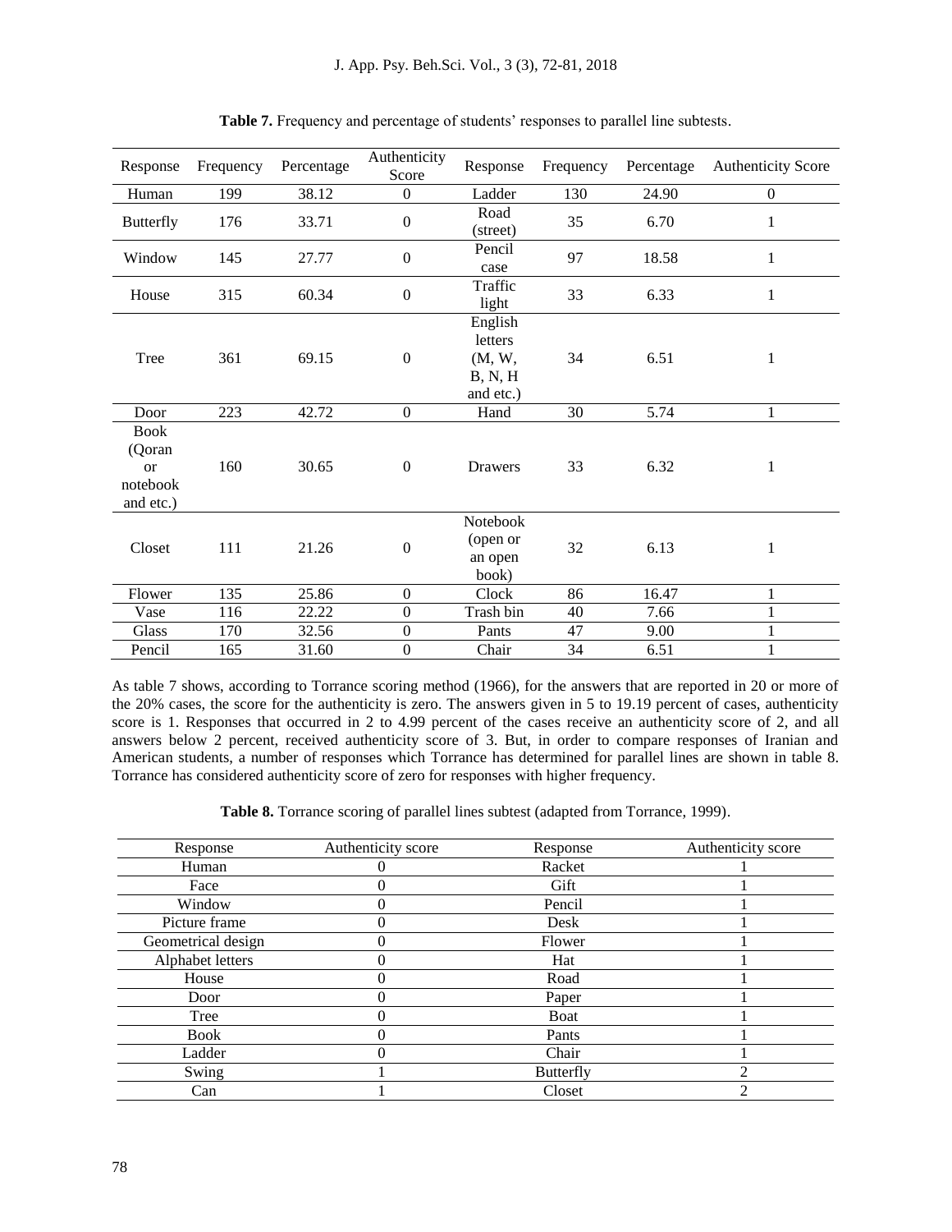**Table 7.** Frequency and percentage of students' responses to parallel line subtests.

| Response | Frequency | Percentage | Authenticity Score | Response | Frequency | Percentage | Authenticity Score |
|---|---|---|---|---|---|---|---|
| Human | 199 | 38.12 | 0 | Ladder | 130 | 24.90 | 0 |
| Butterfly | 176 | 33.71 | 0 | Road (street) | 35 | 6.70 | 1 |
| Window | 145 | 27.77 | 0 | Pencil case | 97 | 18.58 | 1 |
| House | 315 | 60.34 | 0 | Traffic light | 33 | 6.33 | 1 |
| Tree | 361 | 69.15 | 0 | English letters (M, W, B, N, H and etc.) | 34 | 6.51 | 1 |
| Door | 223 | 42.72 | 0 | Hand | 30 | 5.74 | 1 |
| Book (Qoran or notebook and etc.) | 160 | 30.65 | 0 | Drawers | 33 | 6.32 | 1 |
| Closet | 111 | 21.26 | 0 | Notebook (open or an open book) | 32 | 6.13 | 1 |
| Flower | 135 | 25.86 | 0 | Clock | 86 | 16.47 | 1 |
| Vase | 116 | 22.22 | 0 | Trash bin | 40 | 7.66 | 1 |
| Glass | 170 | 32.56 | 0 | Pants | 47 | 9.00 | 1 |
| Pencil | 165 | 31.60 | 0 | Chair | 34 | 6.51 | 1 |

As table 7 shows, according to Torrance scoring method (1966), for the answers that are reported in 20 or more of the 20% cases, the score for the authenticity is zero. The answers given in 5 to 19.19 percent of cases, authenticity score is 1. Responses that occurred in 2 to 4.99 percent of the cases receive an authenticity score of 2, and all answers below 2 percent, received authenticity score of 3. But, in order to compare responses of Iranian and American students, a number of responses which Torrance has determined for parallel lines are shown in table 8. Torrance has considered authenticity score of zero for responses with higher frequency.

**Table 8.** Torrance scoring of parallel lines subtest (adapted from Torrance, 1999).

| Response | Authenticity score | Response | Authenticity score |
|---|---|---|---|
| Human | 0 | Racket | 1 |
| Face | 0 | Gift | 1 |
| Window | 0 | Pencil | 1 |
| Picture frame | 0 | Desk | 1 |
| Geometrical design | 0 | Flower | 1 |
| Alphabet letters | 0 | Hat | 1 |
| House | 0 | Road | 1 |
| Door | 0 | Paper | 1 |
| Tree | 0 | Boat | 1 |
| Book | 0 | Pants | 1 |
| Ladder | 0 | Chair | 1 |
| Swing | 1 | Butterfly | 2 |
| Can | 1 | Closet | 2 |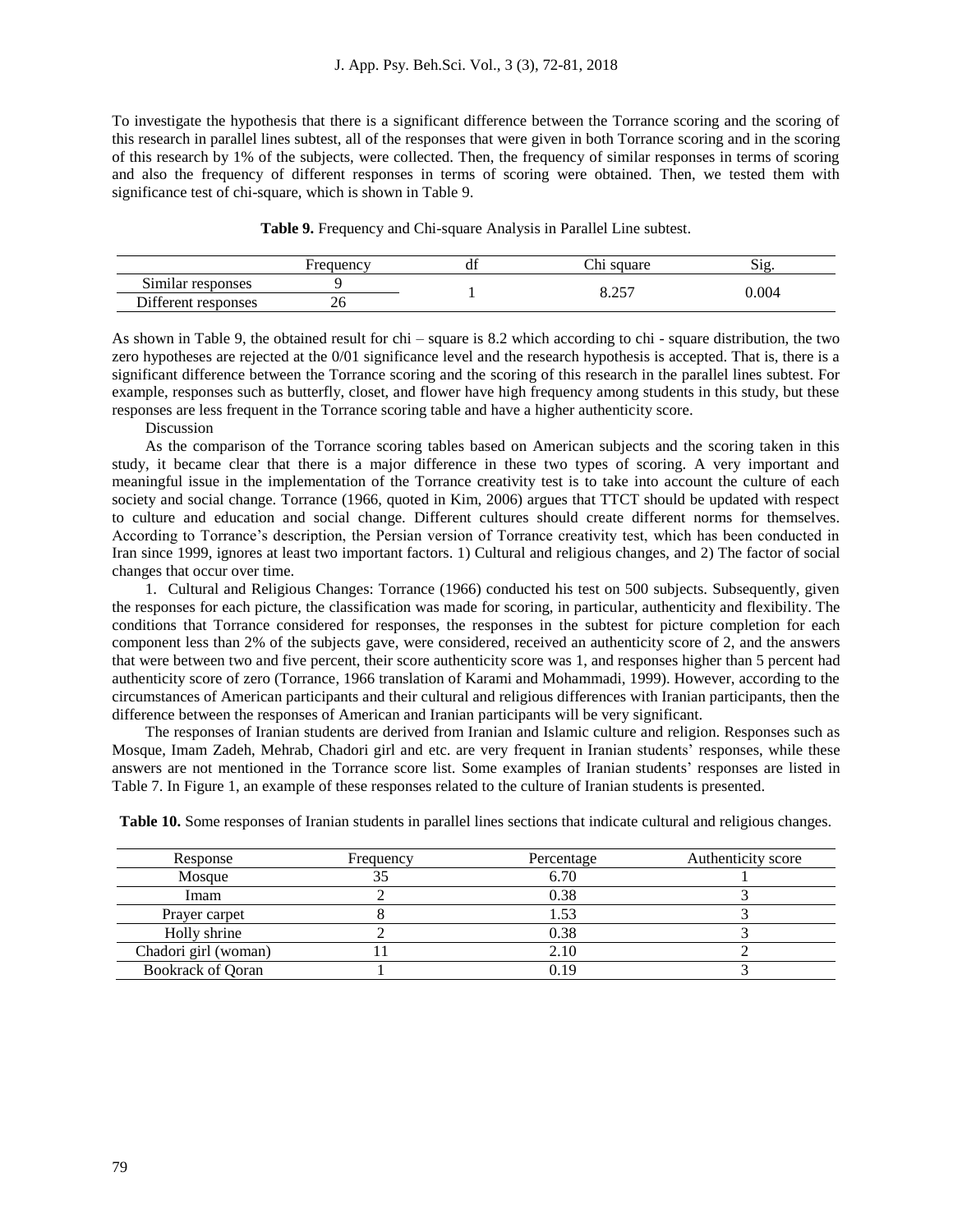To investigate the hypothesis that there is a significant difference between the Torrance scoring and the scoring of this research in parallel lines subtest, all of the responses that were given in both Torrance scoring and in the scoring of this research by 1% of the subjects, were collected. Then, the frequency of similar responses in terms of scoring and also the frequency of different responses in terms of scoring were obtained. Then, we tested them with significance test of chi-square, which is shown in Table 9.

**Table 9.** Frequency and Chi-square Analysis in Parallel Line subtest.

| | Frequency | df | Chi square | Sig. |
|---|---|---|---|---|
| Similar responses | 9 | 1 | 8.257 | 0.004 |
| Different responses | 26 | | | |

As shown in Table 9, the obtained result for chi – square is 8.2 which according to chi - square distribution, the two zero hypotheses are rejected at the 0/01 significance level and the research hypothesis is accepted. That is, there is a significant difference between the Torrance scoring and the scoring of this research in the parallel lines subtest. For example, responses such as butterfly, closet, and flower have high frequency among students in this study, but these responses are less frequent in the Torrance scoring table and have a higher authenticity score.

Discussion

As the comparison of the Torrance scoring tables based on American subjects and the scoring taken in this study, it became clear that there is a major difference in these two types of scoring. A very important and meaningful issue in the implementation of the Torrance creativity test is to take into account the culture of each society and social change. Torrance (1966, quoted in Kim, 2006) argues that TTCT should be updated with respect to culture and education and social change. Different cultures should create different norms for themselves. According to Torrance's description, the Persian version of Torrance creativity test, which has been conducted in Iran since 1999, ignores at least two important factors. 1) Cultural and religious changes, and 2) The factor of social changes that occur over time.

1. Cultural and Religious Changes: Torrance (1966) conducted his test on 500 subjects. Subsequently, given the responses for each picture, the classification was made for scoring, in particular, authenticity and flexibility. The conditions that Torrance considered for responses, the responses in the subtest for picture completion for each component less than 2% of the subjects gave, were considered, received an authenticity score of 2, and the answers that were between two and five percent, their score authenticity score was 1, and responses higher than 5 percent had authenticity score of zero (Torrance, 1966 translation of Karami and Mohammadi, 1999). However, according to the circumstances of American participants and their cultural and religious differences with Iranian participants, then the difference between the responses of American and Iranian participants will be very significant.

The responses of Iranian students are derived from Iranian and Islamic culture and religion. Responses such as Mosque, Imam Zadeh, Mehrab, Chadori girl and etc. are very frequent in Iranian students' responses, while these answers are not mentioned in the Torrance score list. Some examples of Iranian students' responses are listed in Table 7. In Figure 1, an example of these responses related to the culture of Iranian students is presented.

**Table 10.** Some responses of Iranian students in parallel lines sections that indicate cultural and religious changes.

| Response | Frequency | Percentage | Authenticity score |
|---|---|---|---|
| Mosque | 35 | 6.70 | 1 |
| Imam | 2 | 0.38 | 3 |
| Prayer carpet | 8 | 1.53 | 3 |
| Holly shrine | 2 | 0.38 | 3 |
| Chadori girl (woman) | 11 | 2.10 | 2 |
| Bookrack of Qoran | 1 | 0.19 | 3 |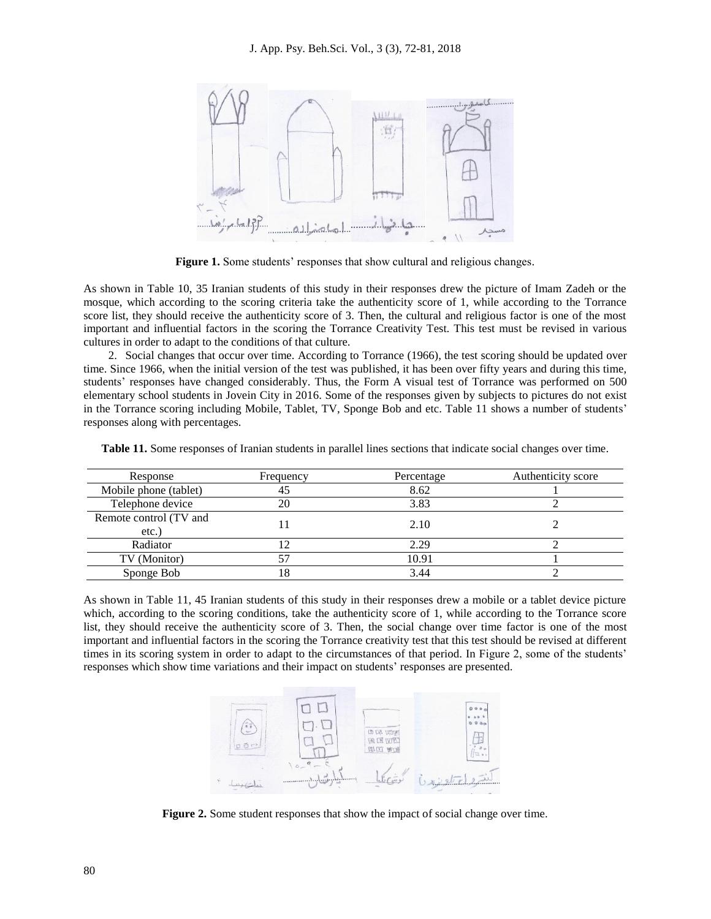**Figure 1.** Some students' responses that show cultural and religious changes.

As shown in Table 10, 35 Iranian students of this study in their responses drew the picture of Imam Zadeh or the mosque, which according to the scoring criteria take the authenticity score of 1, while according to the Torrance score list, they should receive the authenticity score of 3. Then, the cultural and religious factor is one of the most important and influential factors in the scoring the Torrance Creativity Test. This test must be revised in various cultures in order to adapt to the conditions of that culture.

2. Social changes that occur over time. According to Torrance (1966), the test scoring should be updated over time. Since 1966, when the initial version of the test was published, it has been over fifty years and during this time, students' responses have changed considerably. Thus, the Form A visual test of Torrance was performed on 500 elementary school students in Jovein City in 2016. Some of the responses given by subjects to pictures do not exist in the Torrance scoring including Mobile, Tablet, TV, Sponge Bob and etc. Table 11 shows a number of students' responses along with percentages.

**Table 11.** Some responses of Iranian students in parallel lines sections that indicate social changes over time.

| Response | Frequency | Percentage | Authenticity score |
|---|---|---|---|
| Mobile phone (tablet) | 45 | 8.62 | 1 |
| Telephone device | 20 | 3.83 | 2 |
| Remote control (TV and etc.) | 11 | 2.10 | 2 |
| Radiator | 12 | 2.29 | 2 |
| TV (Monitor) | 57 | 10.91 | 1 |
| Sponge Bob | 18 | 3.44 | 2 |

As shown in Table 11, 45 Iranian students of this study in their responses drew a mobile or a tablet device picture which, according to the scoring conditions, take the authenticity score of 1, while according to the Torrance score list, they should receive the authenticity score of 3. Then, the social change over time factor is one of the most important and influential factors in the scoring the Torrance creativity test that this test should be revised at different times in its scoring system in order to adapt to the circumstances of that period. In Figure 2, some of the students' responses which show time variations and their impact on students' responses are presented.

**Figure 2.** Some student responses that show the impact of social change over time.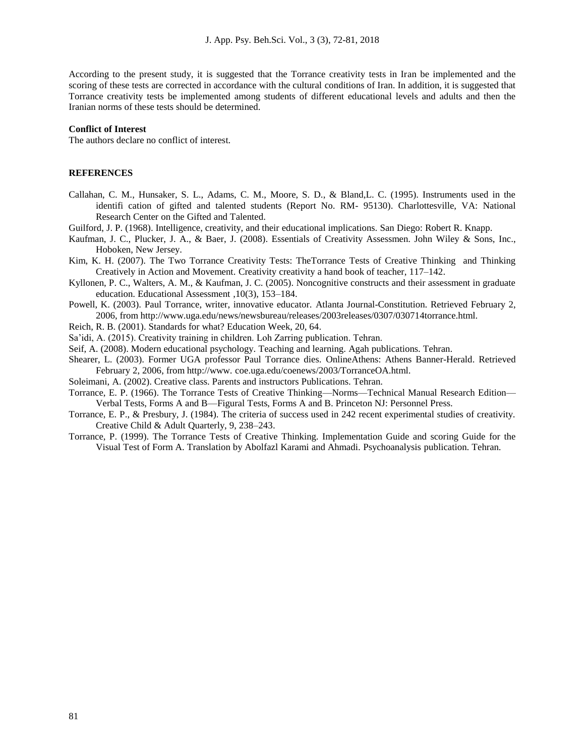According to the present study, it is suggested that the Torrance creativity tests in Iran be implemented and the scoring of these tests are corrected in accordance with the cultural conditions of Iran. In addition, it is suggested that Torrance creativity tests be implemented among students of different educational levels and adults and then the Iranian norms of these tests should be determined.

**Conflict of Interest**
The authors declare no conflict of interest.

## REFERENCES

Callahan, C. M., Hunsaker, S. L., Adams, C. M., Moore, S. D., & Bland,L. C. (1995). Instruments used in the identifi cation of gifted and talented students (Report No. RM- 95130). Charlottesville, VA: National Research Center on the Gifted and Talented.

Guilford, J. P. (1968). Intelligence, creativity, and their educational implications. San Diego: Robert R. Knapp.

Kaufman, J. C., Plucker, J. A., & Baer, J. (2008). Essentials of Creativity Assessmen. John Wiley & Sons, Inc., Hoboken, New Jersey.

Kim, K. H. (2007). The Two Torrance Creativity Tests: TheTorrance Tests of Creative Thinking and Thinking Creatively in Action and Movement. Creativity creativity a hand book of teacher, 117–142.

Kyllonen, P. C., Walters, A. M., & Kaufman, J. C. (2005). Noncognitive constructs and their assessment in graduate education. Educational Assessment ,10(3), 153–184.

Powell, K. (2003). Paul Torrance, writer, innovative educator. Atlanta Journal-Constitution. Retrieved February 2, 2006, from http://www.uga.edu/news/newsbureau/releases/2003releases/0307/030714torrance.html.

Reich, R. B. (2001). Standards for what? Education Week, 20, 64.

Sa'idi, A. (2015). Creativity training in children. Loh Zarring publication. Tehran.

Seif, A. (2008). Modern educational psychology. Teaching and learning. Agah publications. Tehran.

Shearer, L. (2003). Former UGA professor Paul Torrance dies. OnlineAthens: Athens Banner-Herald. Retrieved February 2, 2006, from http://www. coe.uga.edu/coenews/2003/TorranceOA.html.

Soleimani, A. (2002). Creative class. Parents and instructors Publications. Tehran.

Torrance, E. P. (1966). The Torrance Tests of Creative Thinking—Norms—Technical Manual Research Edition—Verbal Tests, Forms A and B—Figural Tests, Forms A and B. Princeton NJ: Personnel Press.

Torrance, E. P., & Presbury, J. (1984). The criteria of success used in 242 recent experimental studies of creativity. Creative Child & Adult Quarterly, 9, 238–243.

Torrance, P. (1999). The Torrance Tests of Creative Thinking. Implementation Guide and scoring Guide for the Visual Test of Form A. Translation by Abolfazl Karami and Ahmadi. Psychoanalysis publication. Tehran.